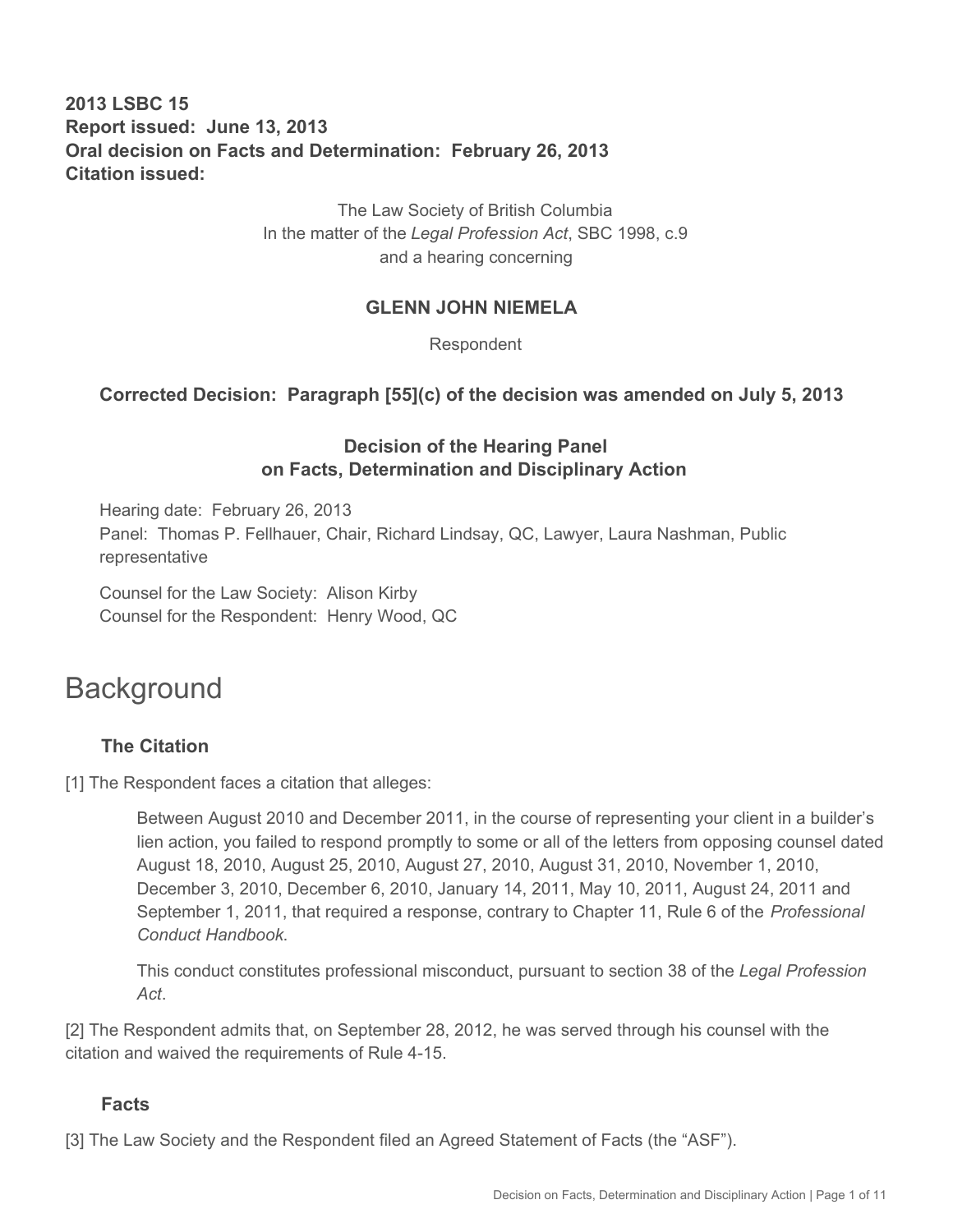**2013 LSBC 15**
**Report issued: June 13, 2013**
**Oral decision on Facts and Determination: February 26, 2013**
**Citation issued:**

The Law Society of British Columbia
In the matter of the *Legal Profession Act*, SBC 1998, c.9
and a hearing concerning

**GLENN JOHN NIEMELA**

Respondent

**Corrected Decision: Paragraph [55](c) of the decision was amended on July 5, 2013**

**Decision of the Hearing Panel**
**on Facts, Determination and Disciplinary Action**

Hearing date: February 26, 2013
Panel: Thomas P. Fellhauer, Chair, Richard Lindsay, QC, Lawyer, Laura Nashman, Public representative

Counsel for the Law Society: Alison Kirby
Counsel for the Respondent: Henry Wood, QC

# Background

## The Citation

[1] The Respondent faces a citation that alleges:

> Between August 2010 and December 2011, in the course of representing your client in a builder's lien action, you failed to respond promptly to some or all of the letters from opposing counsel dated August 18, 2010, August 25, 2010, August 27, 2010, August 31, 2010, November 1, 2010, December 3, 2010, December 6, 2010, January 14, 2011, May 10, 2011, August 24, 2011 and September 1, 2011, that required a response, contrary to Chapter 11, Rule 6 of the *Professional Conduct Handbook*.
>
> This conduct constitutes professional misconduct, pursuant to section 38 of the *Legal Profession Act*.

[2] The Respondent admits that, on September 28, 2012, he was served through his counsel with the citation and waived the requirements of Rule 4-15.

## Facts

[3] The Law Society and the Respondent filed an Agreed Statement of Facts (the "ASF").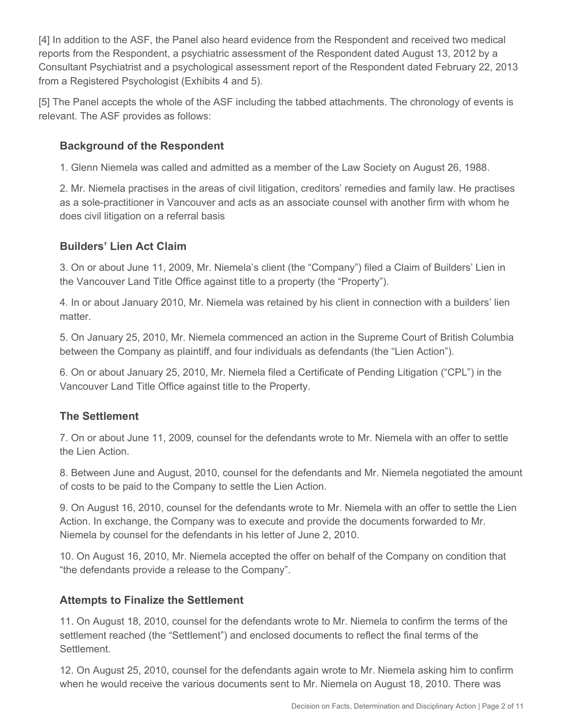[4] In addition to the ASF, the Panel also heard evidence from the Respondent and received two medical reports from the Respondent, a psychiatric assessment of the Respondent dated August 13, 2012 by a Consultant Psychiatrist and a psychological assessment report of the Respondent dated February 22, 2013 from a Registered Psychologist (Exhibits 4 and 5).

[5] The Panel accepts the whole of the ASF including the tabbed attachments. The chronology of events is relevant. The ASF provides as follows:

### Background of the Respondent

1. Glenn Niemela was called and admitted as a member of the Law Society on August 26, 1988.

2. Mr. Niemela practises in the areas of civil litigation, creditors' remedies and family law. He practises as a sole-practitioner in Vancouver and acts as an associate counsel with another firm with whom he does civil litigation on a referral basis

### Builders' Lien Act Claim

3. On or about June 11, 2009, Mr. Niemela's client (the "Company") filed a Claim of Builders' Lien in the Vancouver Land Title Office against title to a property (the "Property").

4. In or about January 2010, Mr. Niemela was retained by his client in connection with a builders' lien matter.

5. On January 25, 2010, Mr. Niemela commenced an action in the Supreme Court of British Columbia between the Company as plaintiff, and four individuals as defendants (the "Lien Action").

6. On or about January 25, 2010, Mr. Niemela filed a Certificate of Pending Litigation ("CPL") in the Vancouver Land Title Office against title to the Property.

### The Settlement

7. On or about June 11, 2009, counsel for the defendants wrote to Mr. Niemela with an offer to settle the Lien Action.

8. Between June and August, 2010, counsel for the defendants and Mr. Niemela negotiated the amount of costs to be paid to the Company to settle the Lien Action.

9. On August 16, 2010, counsel for the defendants wrote to Mr. Niemela with an offer to settle the Lien Action. In exchange, the Company was to execute and provide the documents forwarded to Mr. Niemela by counsel for the defendants in his letter of June 2, 2010.

10. On August 16, 2010, Mr. Niemela accepted the offer on behalf of the Company on condition that "the defendants provide a release to the Company".

### Attempts to Finalize the Settlement

11. On August 18, 2010, counsel for the defendants wrote to Mr. Niemela to confirm the terms of the settlement reached (the "Settlement") and enclosed documents to reflect the final terms of the Settlement.

12. On August 25, 2010, counsel for the defendants again wrote to Mr. Niemela asking him to confirm when he would receive the various documents sent to Mr. Niemela on August 18, 2010. There was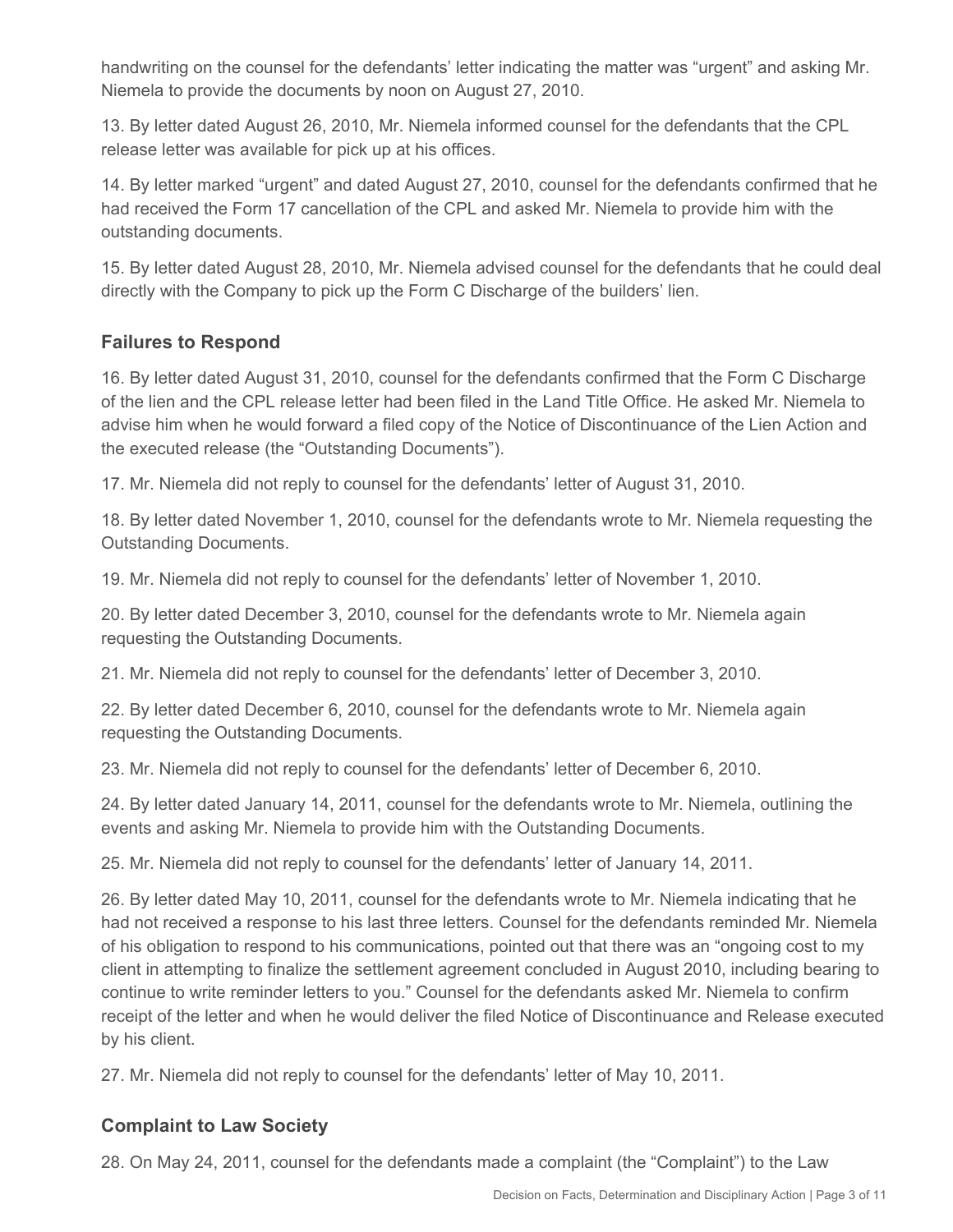handwriting on the counsel for the defendants' letter indicating the matter was "urgent" and asking Mr. Niemela to provide the documents by noon on August 27, 2010.

13. By letter dated August 26, 2010, Mr. Niemela informed counsel for the defendants that the CPL release letter was available for pick up at his offices.

14. By letter marked "urgent" and dated August 27, 2010, counsel for the defendants confirmed that he had received the Form 17 cancellation of the CPL and asked Mr. Niemela to provide him with the outstanding documents.

15. By letter dated August 28, 2010, Mr. Niemela advised counsel for the defendants that he could deal directly with the Company to pick up the Form C Discharge of the builders' lien.

## Failures to Respond

16. By letter dated August 31, 2010, counsel for the defendants confirmed that the Form C Discharge of the lien and the CPL release letter had been filed in the Land Title Office. He asked Mr. Niemela to advise him when he would forward a filed copy of the Notice of Discontinuance of the Lien Action and the executed release (the "Outstanding Documents").

17. Mr. Niemela did not reply to counsel for the defendants' letter of August 31, 2010.

18. By letter dated November 1, 2010, counsel for the defendants wrote to Mr. Niemela requesting the Outstanding Documents.

19. Mr. Niemela did not reply to counsel for the defendants' letter of November 1, 2010.

20. By letter dated December 3, 2010, counsel for the defendants wrote to Mr. Niemela again requesting the Outstanding Documents.

21. Mr. Niemela did not reply to counsel for the defendants' letter of December 3, 2010.

22. By letter dated December 6, 2010, counsel for the defendants wrote to Mr. Niemela again requesting the Outstanding Documents.

23. Mr. Niemela did not reply to counsel for the defendants' letter of December 6, 2010.

24. By letter dated January 14, 2011, counsel for the defendants wrote to Mr. Niemela, outlining the events and asking Mr. Niemela to provide him with the Outstanding Documents.

25. Mr. Niemela did not reply to counsel for the defendants' letter of January 14, 2011.

26. By letter dated May 10, 2011, counsel for the defendants wrote to Mr. Niemela indicating that he had not received a response to his last three letters. Counsel for the defendants reminded Mr. Niemela of his obligation to respond to his communications, pointed out that there was an "ongoing cost to my client in attempting to finalize the settlement agreement concluded in August 2010, including bearing to continue to write reminder letters to you." Counsel for the defendants asked Mr. Niemela to confirm receipt of the letter and when he would deliver the filed Notice of Discontinuance and Release executed by his client.

27. Mr. Niemela did not reply to counsel for the defendants' letter of May 10, 2011.

## Complaint to Law Society

28. On May 24, 2011, counsel for the defendants made a complaint (the "Complaint") to the Law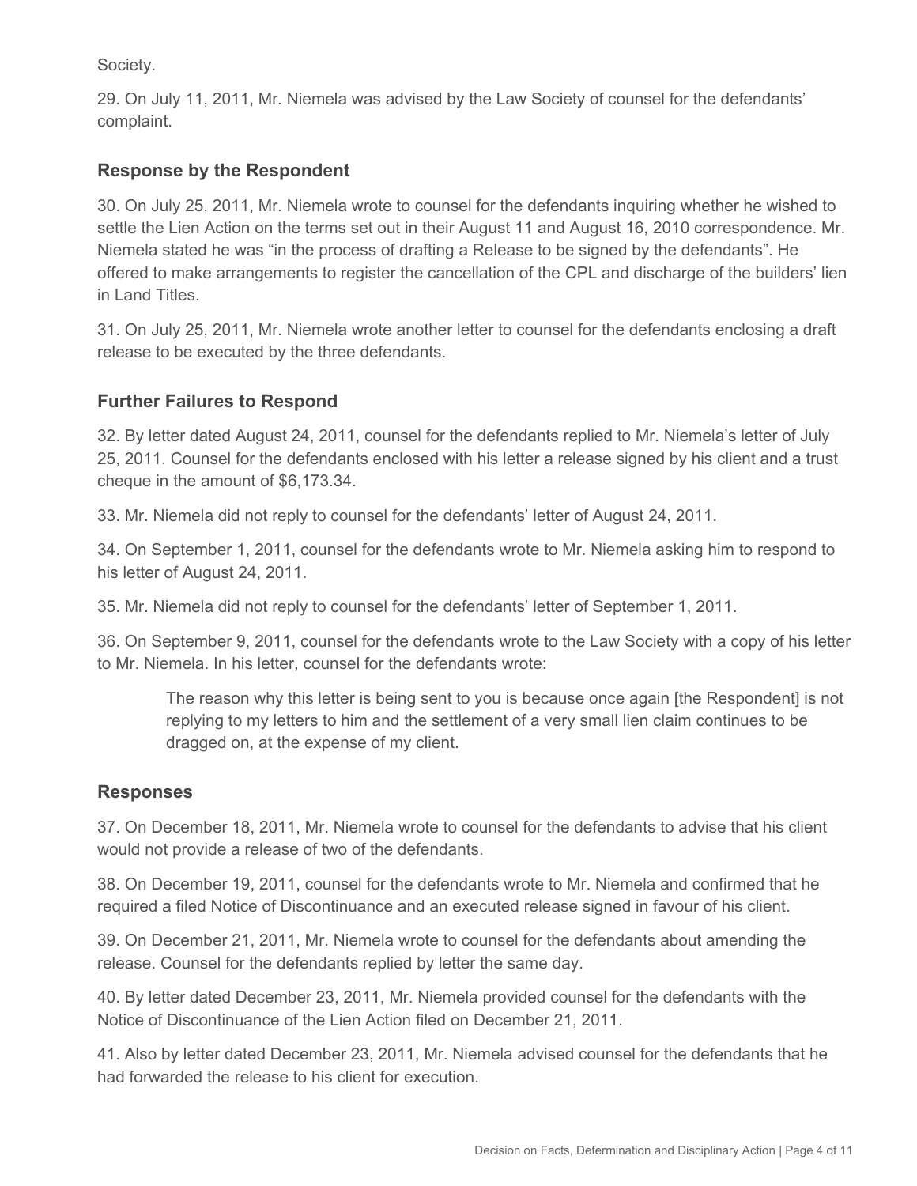Society.

29. On July 11, 2011, Mr. Niemela was advised by the Law Society of counsel for the defendants' complaint.

### Response by the Respondent

30. On July 25, 2011, Mr. Niemela wrote to counsel for the defendants inquiring whether he wished to settle the Lien Action on the terms set out in their August 11 and August 16, 2010 correspondence. Mr. Niemela stated he was "in the process of drafting a Release to be signed by the defendants". He offered to make arrangements to register the cancellation of the CPL and discharge of the builders' lien in Land Titles.

31. On July 25, 2011, Mr. Niemela wrote another letter to counsel for the defendants enclosing a draft release to be executed by the three defendants.

### Further Failures to Respond

32. By letter dated August 24, 2011, counsel for the defendants replied to Mr. Niemela's letter of July 25, 2011. Counsel for the defendants enclosed with his letter a release signed by his client and a trust cheque in the amount of $6,173.34.

33. Mr. Niemela did not reply to counsel for the defendants' letter of August 24, 2011.

34. On September 1, 2011, counsel for the defendants wrote to Mr. Niemela asking him to respond to his letter of August 24, 2011.

35. Mr. Niemela did not reply to counsel for the defendants' letter of September 1, 2011.

36. On September 9, 2011, counsel for the defendants wrote to the Law Society with a copy of his letter to Mr. Niemela. In his letter, counsel for the defendants wrote:

> The reason why this letter is being sent to you is because once again [the Respondent] is not replying to my letters to him and the settlement of a very small lien claim continues to be dragged on, at the expense of my client.

### Responses

37. On December 18, 2011, Mr. Niemela wrote to counsel for the defendants to advise that his client would not provide a release of two of the defendants.

38. On December 19, 2011, counsel for the defendants wrote to Mr. Niemela and confirmed that he required a filed Notice of Discontinuance and an executed release signed in favour of his client.

39. On December 21, 2011, Mr. Niemela wrote to counsel for the defendants about amending the release. Counsel for the defendants replied by letter the same day.

40. By letter dated December 23, 2011, Mr. Niemela provided counsel for the defendants with the Notice of Discontinuance of the Lien Action filed on December 21, 2011.

41. Also by letter dated December 23, 2011, Mr. Niemela advised counsel for the defendants that he had forwarded the release to his client for execution.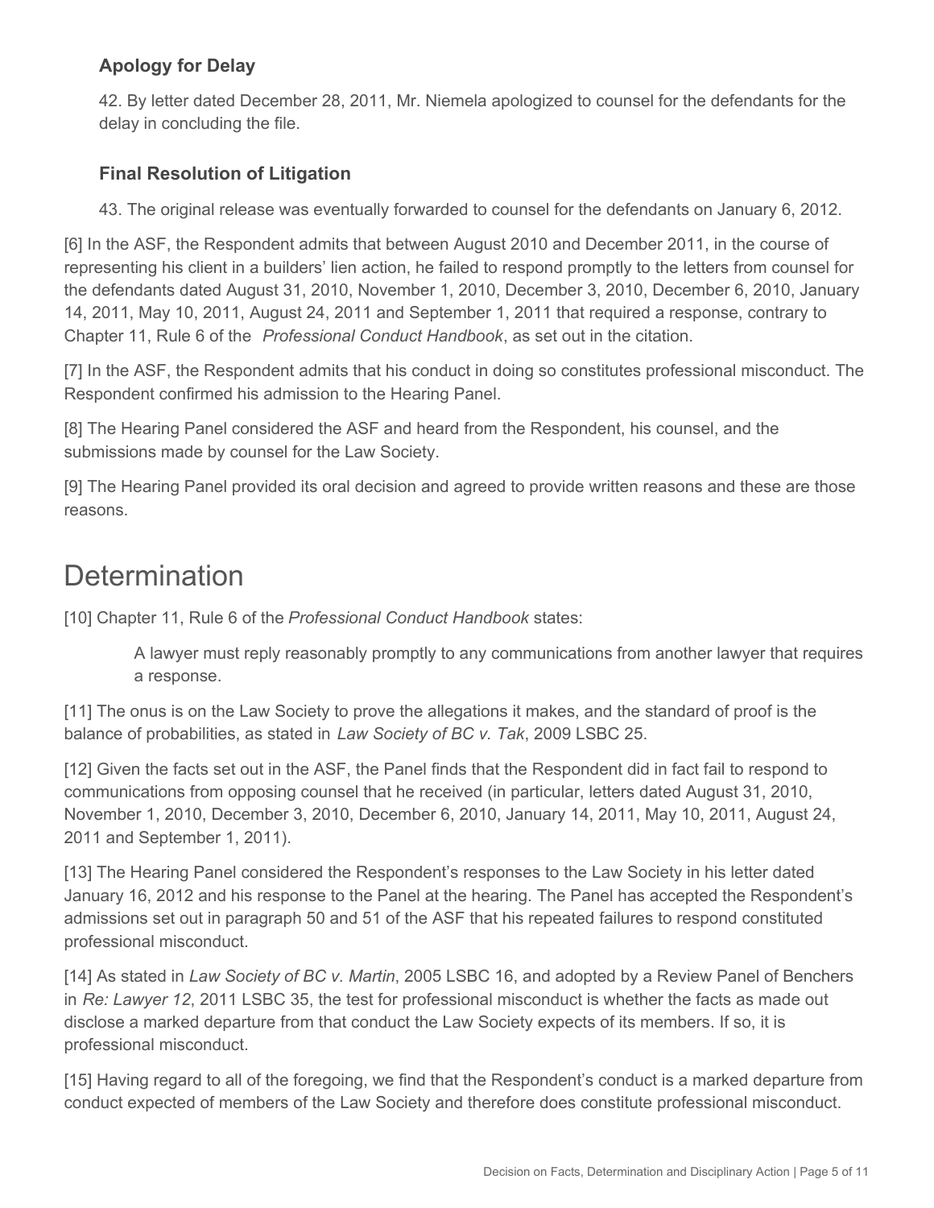### Apology for Delay

42. By letter dated December 28, 2011, Mr. Niemela apologized to counsel for the defendants for the delay in concluding the file.

### Final Resolution of Litigation

43. The original release was eventually forwarded to counsel for the defendants on January 6, 2012.

[6] In the ASF, the Respondent admits that between August 2010 and December 2011, in the course of representing his client in a builders' lien action, he failed to respond promptly to the letters from counsel for the defendants dated August 31, 2010, November 1, 2010, December 3, 2010, December 6, 2010, January 14, 2011, May 10, 2011, August 24, 2011 and September 1, 2011 that required a response, contrary to Chapter 11, Rule 6 of the *Professional Conduct Handbook*, as set out in the citation.

[7] In the ASF, the Respondent admits that his conduct in doing so constitutes professional misconduct. The Respondent confirmed his admission to the Hearing Panel.

[8] The Hearing Panel considered the ASF and heard from the Respondent, his counsel, and the submissions made by counsel for the Law Society.

[9] The Hearing Panel provided its oral decision and agreed to provide written reasons and these are those reasons.

# Determination

[10] Chapter 11, Rule 6 of the *Professional Conduct Handbook* states:

> A lawyer must reply reasonably promptly to any communications from another lawyer that requires a response.

[11] The onus is on the Law Society to prove the allegations it makes, and the standard of proof is the balance of probabilities, as stated in *Law Society of BC v. Tak*, 2009 LSBC 25.

[12] Given the facts set out in the ASF, the Panel finds that the Respondent did in fact fail to respond to communications from opposing counsel that he received (in particular, letters dated August 31, 2010, November 1, 2010, December 3, 2010, December 6, 2010, January 14, 2011, May 10, 2011, August 24, 2011 and September 1, 2011).

[13] The Hearing Panel considered the Respondent's responses to the Law Society in his letter dated January 16, 2012 and his response to the Panel at the hearing. The Panel has accepted the Respondent's admissions set out in paragraph 50 and 51 of the ASF that his repeated failures to respond constituted professional misconduct.

[14] As stated in *Law Society of BC v. Martin*, 2005 LSBC 16, and adopted by a Review Panel of Benchers in *Re: Lawyer 12*, 2011 LSBC 35, the test for professional misconduct is whether the facts as made out disclose a marked departure from that conduct the Law Society expects of its members. If so, it is professional misconduct.

[15] Having regard to all of the foregoing, we find that the Respondent's conduct is a marked departure from conduct expected of members of the Law Society and therefore does constitute professional misconduct.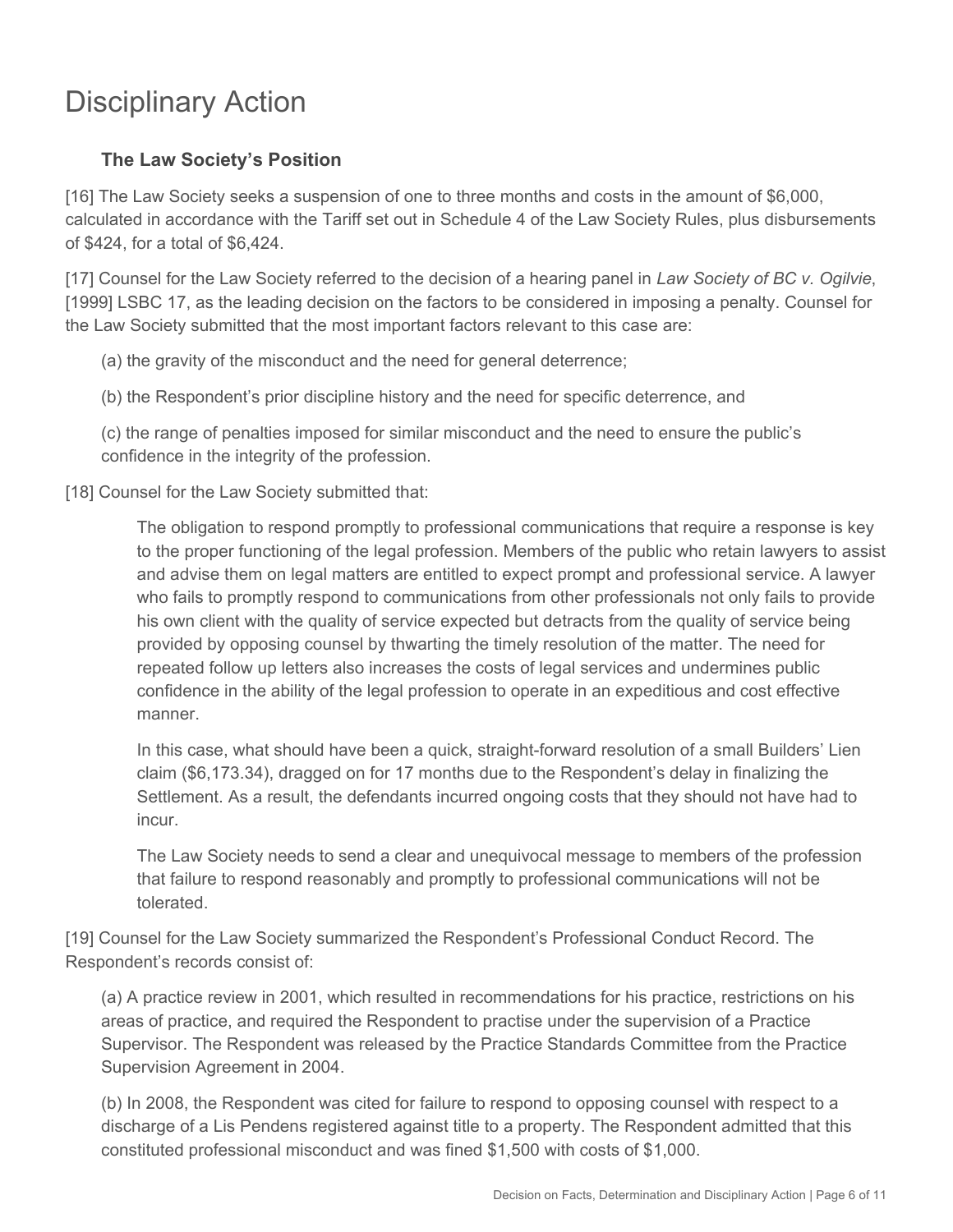# Disciplinary Action

### The Law Society's Position

[16] The Law Society seeks a suspension of one to three months and costs in the amount of $6,000, calculated in accordance with the Tariff set out in Schedule 4 of the Law Society Rules, plus disbursements of $424, for a total of $6,424.

[17] Counsel for the Law Society referred to the decision of a hearing panel in *Law Society of BC v. Ogilvie*, [1999] LSBC 17, as the leading decision on the factors to be considered in imposing a penalty. Counsel for the Law Society submitted that the most important factors relevant to this case are:

(a) the gravity of the misconduct and the need for general deterrence;

(b) the Respondent's prior discipline history and the need for specific deterrence, and

(c) the range of penalties imposed for similar misconduct and the need to ensure the public's confidence in the integrity of the profession.

[18] Counsel for the Law Society submitted that:

> The obligation to respond promptly to professional communications that require a response is key to the proper functioning of the legal profession. Members of the public who retain lawyers to assist and advise them on legal matters are entitled to expect prompt and professional service. A lawyer who fails to promptly respond to communications from other professionals not only fails to provide his own client with the quality of service expected but detracts from the quality of service being provided by opposing counsel by thwarting the timely resolution of the matter. The need for repeated follow up letters also increases the costs of legal services and undermines public confidence in the ability of the legal profession to operate in an expeditious and cost effective manner.
>
> In this case, what should have been a quick, straight-forward resolution of a small Builders' Lien claim ($6,173.34), dragged on for 17 months due to the Respondent's delay in finalizing the Settlement. As a result, the defendants incurred ongoing costs that they should not have had to incur.
>
> The Law Society needs to send a clear and unequivocal message to members of the profession that failure to respond reasonably and promptly to professional communications will not be tolerated.

[19] Counsel for the Law Society summarized the Respondent's Professional Conduct Record. The Respondent's records consist of:

(a) A practice review in 2001, which resulted in recommendations for his practice, restrictions on his areas of practice, and required the Respondent to practise under the supervision of a Practice Supervisor. The Respondent was released by the Practice Standards Committee from the Practice Supervision Agreement in 2004.

(b) In 2008, the Respondent was cited for failure to respond to opposing counsel with respect to a discharge of a Lis Pendens registered against title to a property. The Respondent admitted that this constituted professional misconduct and was fined $1,500 with costs of $1,000.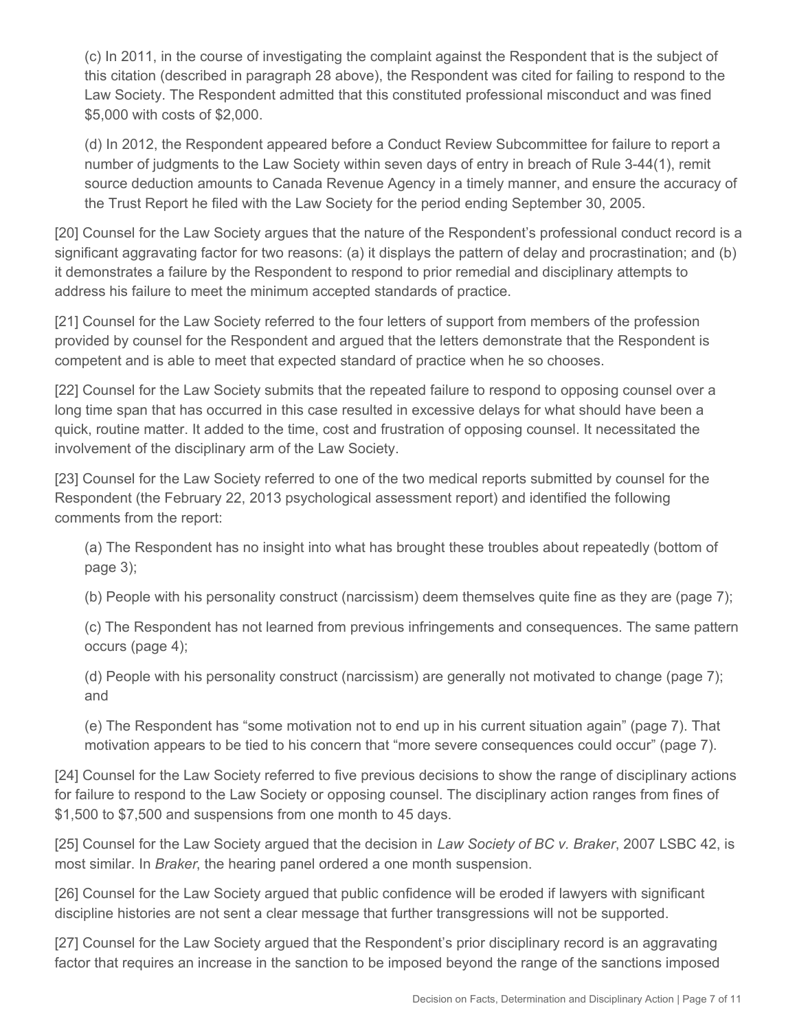(c) In 2011, in the course of investigating the complaint against the Respondent that is the subject of this citation (described in paragraph 28 above), the Respondent was cited for failing to respond to the Law Society. The Respondent admitted that this constituted professional misconduct and was fined $5,000 with costs of $2,000.

(d) In 2012, the Respondent appeared before a Conduct Review Subcommittee for failure to report a number of judgments to the Law Society within seven days of entry in breach of Rule 3-44(1), remit source deduction amounts to Canada Revenue Agency in a timely manner, and ensure the accuracy of the Trust Report he filed with the Law Society for the period ending September 30, 2005.

[20] Counsel for the Law Society argues that the nature of the Respondent's professional conduct record is a significant aggravating factor for two reasons: (a) it displays the pattern of delay and procrastination; and (b) it demonstrates a failure by the Respondent to respond to prior remedial and disciplinary attempts to address his failure to meet the minimum accepted standards of practice.

[21] Counsel for the Law Society referred to the four letters of support from members of the profession provided by counsel for the Respondent and argued that the letters demonstrate that the Respondent is competent and is able to meet that expected standard of practice when he so chooses.

[22] Counsel for the Law Society submits that the repeated failure to respond to opposing counsel over a long time span that has occurred in this case resulted in excessive delays for what should have been a quick, routine matter. It added to the time, cost and frustration of opposing counsel. It necessitated the involvement of the disciplinary arm of the Law Society.

[23] Counsel for the Law Society referred to one of the two medical reports submitted by counsel for the Respondent (the February 22, 2013 psychological assessment report) and identified the following comments from the report:

(a) The Respondent has no insight into what has brought these troubles about repeatedly (bottom of page 3);

(b) People with his personality construct (narcissism) deem themselves quite fine as they are (page 7);

(c) The Respondent has not learned from previous infringements and consequences. The same pattern occurs (page 4);

(d) People with his personality construct (narcissism) are generally not motivated to change (page 7); and

(e) The Respondent has "some motivation not to end up in his current situation again" (page 7). That motivation appears to be tied to his concern that "more severe consequences could occur" (page 7).

[24] Counsel for the Law Society referred to five previous decisions to show the range of disciplinary actions for failure to respond to the Law Society or opposing counsel. The disciplinary action ranges from fines of $1,500 to $7,500 and suspensions from one month to 45 days.

[25] Counsel for the Law Society argued that the decision in *Law Society of BC v. Braker*, 2007 LSBC 42, is most similar. In *Braker*, the hearing panel ordered a one month suspension.

[26] Counsel for the Law Society argued that public confidence will be eroded if lawyers with significant discipline histories are not sent a clear message that further transgressions will not be supported.

[27] Counsel for the Law Society argued that the Respondent's prior disciplinary record is an aggravating factor that requires an increase in the sanction to be imposed beyond the range of the sanctions imposed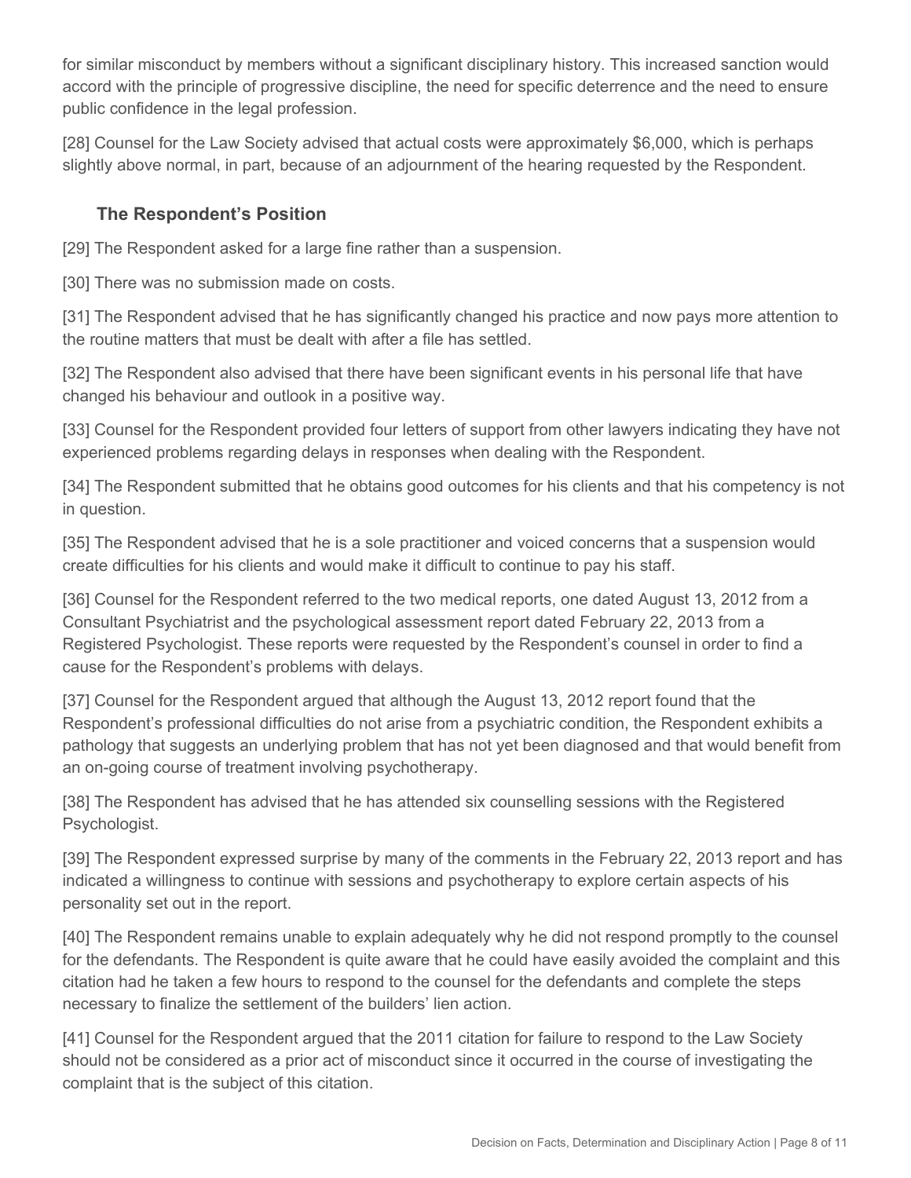for similar misconduct by members without a significant disciplinary history. This increased sanction would accord with the principle of progressive discipline, the need for specific deterrence and the need to ensure public confidence in the legal profession.

[28] Counsel for the Law Society advised that actual costs were approximately $6,000, which is perhaps slightly above normal, in part, because of an adjournment of the hearing requested by the Respondent.

### The Respondent's Position

[29] The Respondent asked for a large fine rather than a suspension.

[30] There was no submission made on costs.

[31] The Respondent advised that he has significantly changed his practice and now pays more attention to the routine matters that must be dealt with after a file has settled.

[32] The Respondent also advised that there have been significant events in his personal life that have changed his behaviour and outlook in a positive way.

[33] Counsel for the Respondent provided four letters of support from other lawyers indicating they have not experienced problems regarding delays in responses when dealing with the Respondent.

[34] The Respondent submitted that he obtains good outcomes for his clients and that his competency is not in question.

[35] The Respondent advised that he is a sole practitioner and voiced concerns that a suspension would create difficulties for his clients and would make it difficult to continue to pay his staff.

[36] Counsel for the Respondent referred to the two medical reports, one dated August 13, 2012 from a Consultant Psychiatrist and the psychological assessment report dated February 22, 2013 from a Registered Psychologist. These reports were requested by the Respondent's counsel in order to find a cause for the Respondent's problems with delays.

[37] Counsel for the Respondent argued that although the August 13, 2012 report found that the Respondent's professional difficulties do not arise from a psychiatric condition, the Respondent exhibits a pathology that suggests an underlying problem that has not yet been diagnosed and that would benefit from an on-going course of treatment involving psychotherapy.

[38] The Respondent has advised that he has attended six counselling sessions with the Registered Psychologist.

[39] The Respondent expressed surprise by many of the comments in the February 22, 2013 report and has indicated a willingness to continue with sessions and psychotherapy to explore certain aspects of his personality set out in the report.

[40] The Respondent remains unable to explain adequately why he did not respond promptly to the counsel for the defendants. The Respondent is quite aware that he could have easily avoided the complaint and this citation had he taken a few hours to respond to the counsel for the defendants and complete the steps necessary to finalize the settlement of the builders' lien action.

[41] Counsel for the Respondent argued that the 2011 citation for failure to respond to the Law Society should not be considered as a prior act of misconduct since it occurred in the course of investigating the complaint that is the subject of this citation.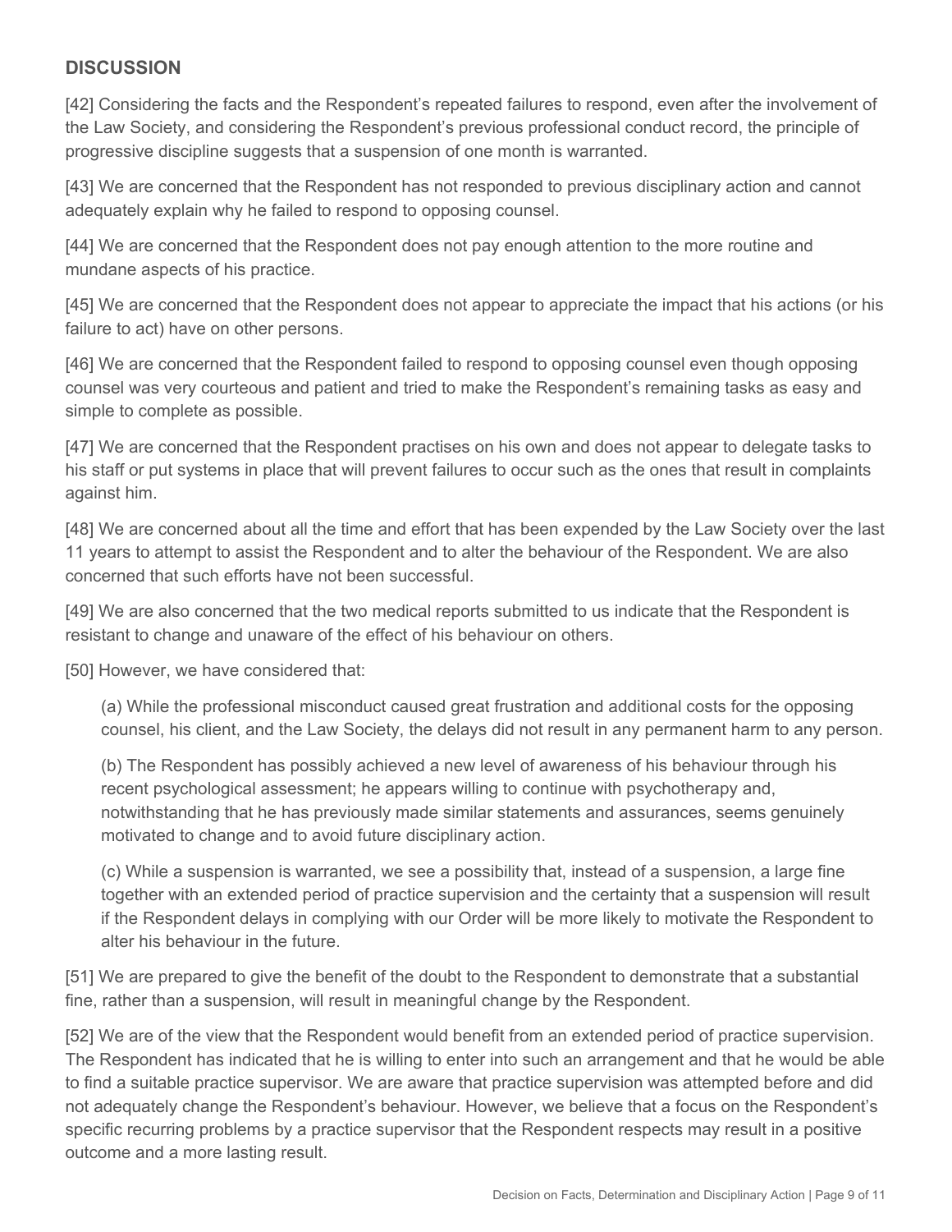## DISCUSSION

[42] Considering the facts and the Respondent's repeated failures to respond, even after the involvement of the Law Society, and considering the Respondent's previous professional conduct record, the principle of progressive discipline suggests that a suspension of one month is warranted.

[43] We are concerned that the Respondent has not responded to previous disciplinary action and cannot adequately explain why he failed to respond to opposing counsel.

[44] We are concerned that the Respondent does not pay enough attention to the more routine and mundane aspects of his practice.

[45] We are concerned that the Respondent does not appear to appreciate the impact that his actions (or his failure to act) have on other persons.

[46] We are concerned that the Respondent failed to respond to opposing counsel even though opposing counsel was very courteous and patient and tried to make the Respondent's remaining tasks as easy and simple to complete as possible.

[47] We are concerned that the Respondent practises on his own and does not appear to delegate tasks to his staff or put systems in place that will prevent failures to occur such as the ones that result in complaints against him.

[48] We are concerned about all the time and effort that has been expended by the Law Society over the last 11 years to attempt to assist the Respondent and to alter the behaviour of the Respondent. We are also concerned that such efforts have not been successful.

[49] We are also concerned that the two medical reports submitted to us indicate that the Respondent is resistant to change and unaware of the effect of his behaviour on others.

[50] However, we have considered that:

(a) While the professional misconduct caused great frustration and additional costs for the opposing counsel, his client, and the Law Society, the delays did not result in any permanent harm to any person.

(b) The Respondent has possibly achieved a new level of awareness of his behaviour through his recent psychological assessment; he appears willing to continue with psychotherapy and, notwithstanding that he has previously made similar statements and assurances, seems genuinely motivated to change and to avoid future disciplinary action.

(c) While a suspension is warranted, we see a possibility that, instead of a suspension, a large fine together with an extended period of practice supervision and the certainty that a suspension will result if the Respondent delays in complying with our Order will be more likely to motivate the Respondent to alter his behaviour in the future.

[51] We are prepared to give the benefit of the doubt to the Respondent to demonstrate that a substantial fine, rather than a suspension, will result in meaningful change by the Respondent.

[52] We are of the view that the Respondent would benefit from an extended period of practice supervision. The Respondent has indicated that he is willing to enter into such an arrangement and that he would be able to find a suitable practice supervisor. We are aware that practice supervision was attempted before and did not adequately change the Respondent's behaviour. However, we believe that a focus on the Respondent's specific recurring problems by a practice supervisor that the Respondent respects may result in a positive outcome and a more lasting result.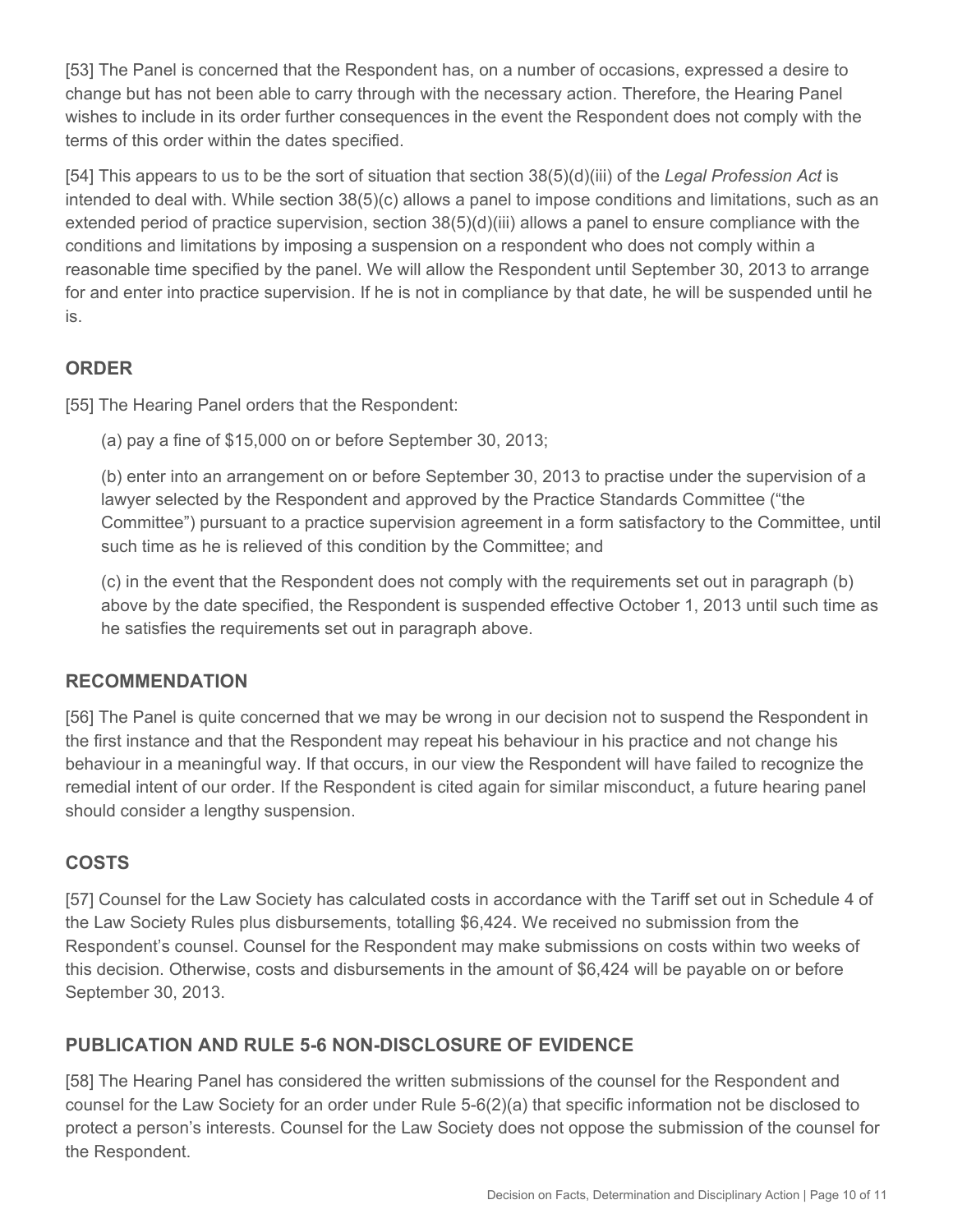[53] The Panel is concerned that the Respondent has, on a number of occasions, expressed a desire to change but has not been able to carry through with the necessary action. Therefore, the Hearing Panel wishes to include in its order further consequences in the event the Respondent does not comply with the terms of this order within the dates specified.

[54] This appears to us to be the sort of situation that section 38(5)(d)(iii) of the *Legal Profession Act* is intended to deal with. While section 38(5)(c) allows a panel to impose conditions and limitations, such as an extended period of practice supervision, section 38(5)(d)(iii) allows a panel to ensure compliance with the conditions and limitations by imposing a suspension on a respondent who does not comply within a reasonable time specified by the panel. We will allow the Respondent until September 30, 2013 to arrange for and enter into practice supervision. If he is not in compliance by that date, he will be suspended until he is.

## ORDER

[55] The Hearing Panel orders that the Respondent:

(a) pay a fine of $15,000 on or before September 30, 2013;

(b) enter into an arrangement on or before September 30, 2013 to practise under the supervision of a lawyer selected by the Respondent and approved by the Practice Standards Committee ("the Committee") pursuant to a practice supervision agreement in a form satisfactory to the Committee, until such time as he is relieved of this condition by the Committee; and

(c) in the event that the Respondent does not comply with the requirements set out in paragraph (b) above by the date specified, the Respondent is suspended effective October 1, 2013 until such time as he satisfies the requirements set out in paragraph above.

## RECOMMENDATION

[56] The Panel is quite concerned that we may be wrong in our decision not to suspend the Respondent in the first instance and that the Respondent may repeat his behaviour in his practice and not change his behaviour in a meaningful way. If that occurs, in our view the Respondent will have failed to recognize the remedial intent of our order. If the Respondent is cited again for similar misconduct, a future hearing panel should consider a lengthy suspension.

## COSTS

[57] Counsel for the Law Society has calculated costs in accordance with the Tariff set out in Schedule 4 of the Law Society Rules plus disbursements, totalling $6,424. We received no submission from the Respondent's counsel. Counsel for the Respondent may make submissions on costs within two weeks of this decision. Otherwise, costs and disbursements in the amount of $6,424 will be payable on or before September 30, 2013.

## PUBLICATION AND RULE 5-6 NON-DISCLOSURE OF EVIDENCE

[58] The Hearing Panel has considered the written submissions of the counsel for the Respondent and counsel for the Law Society for an order under Rule 5-6(2)(a) that specific information not be disclosed to protect a person's interests. Counsel for the Law Society does not oppose the submission of the counsel for the Respondent.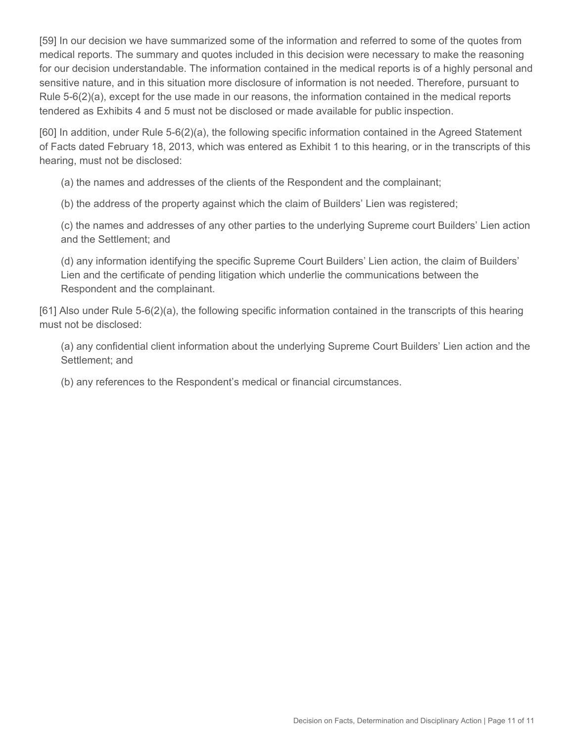[59] In our decision we have summarized some of the information and referred to some of the quotes from medical reports. The summary and quotes included in this decision were necessary to make the reasoning for our decision understandable. The information contained in the medical reports is of a highly personal and sensitive nature, and in this situation more disclosure of information is not needed. Therefore, pursuant to Rule 5-6(2)(a), except for the use made in our reasons, the information contained in the medical reports tendered as Exhibits 4 and 5 must not be disclosed or made available for public inspection.

[60] In addition, under Rule 5-6(2)(a), the following specific information contained in the Agreed Statement of Facts dated February 18, 2013, which was entered as Exhibit 1 to this hearing, or in the transcripts of this hearing, must not be disclosed:

(a) the names and addresses of the clients of the Respondent and the complainant;

(b) the address of the property against which the claim of Builders' Lien was registered;

(c) the names and addresses of any other parties to the underlying Supreme court Builders' Lien action and the Settlement; and

(d) any information identifying the specific Supreme Court Builders' Lien action, the claim of Builders' Lien and the certificate of pending litigation which underlie the communications between the Respondent and the complainant.

[61] Also under Rule 5-6(2)(a), the following specific information contained in the transcripts of this hearing must not be disclosed:

(a) any confidential client information about the underlying Supreme Court Builders' Lien action and the Settlement; and

(b) any references to the Respondent's medical or financial circumstances.